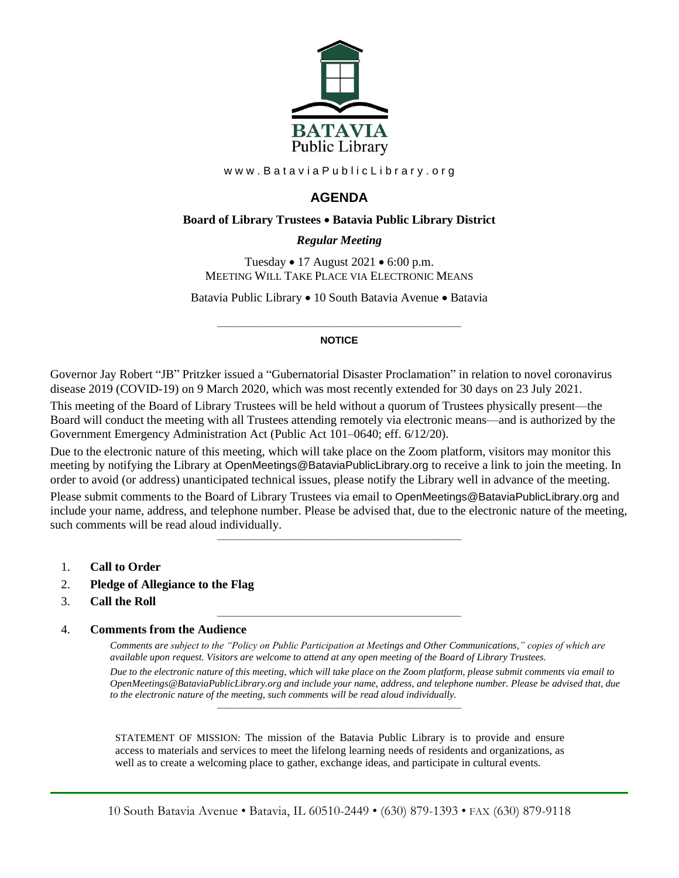BATAVIA
Public Library

www.BataviaPublicLibrary.org

# AGENDA

**Board of Library Trustees • Batavia Public Library District**

***Regular Meeting***

Tuesday • 17 August 2021 • 6:00 p.m.
MEETING WILL TAKE PLACE VIA ELECTRONIC MEANS

Batavia Public Library • 10 South Batavia Avenue • Batavia

---

**NOTICE**

Governor Jay Robert "JB" Pritzker issued a "Gubernatorial Disaster Proclamation" in relation to novel coronavirus disease 2019 (COVID-19) on 9 March 2020, which was most recently extended for 30 days on 23 July 2021.

This meeting of the Board of Library Trustees will be held without a quorum of Trustees physically present—the Board will conduct the meeting with all Trustees attending remotely via electronic means—and is authorized by the Government Emergency Administration Act (Public Act 101–0640; eff. 6/12/20).

Due to the electronic nature of this meeting, which will take place on the Zoom platform, visitors may monitor this meeting by notifying the Library at OpenMeetings@BataviaPublicLibrary.org to receive a link to join the meeting. In order to avoid (or address) unanticipated technical issues, please notify the Library well in advance of the meeting.

Please submit comments to the Board of Library Trustees via email to OpenMeetings@BataviaPublicLibrary.org and include your name, address, and telephone number. Please be advised that, due to the electronic nature of the meeting, such comments will be read aloud individually.

---

1. **Call to Order**
2. **Pledge of Allegiance to the Flag**
3. **Call the Roll**

---

4. **Comments from the Audience**

   *Comments are subject to the "Policy on Public Participation at Meetings and Other Communications," copies of which are available upon request. Visitors are welcome to attend at any open meeting of the Board of Library Trustees.*

   *Due to the electronic nature of this meeting, which will take place on the Zoom platform, please submit comments via email to OpenMeetings@BataviaPublicLibrary.org and include your name, address, and telephone number. Please be advised that, due to the electronic nature of the meeting, such comments will be read aloud individually.*

---

STATEMENT OF MISSION: The mission of the Batavia Public Library is to provide and ensure access to materials and services to meet the lifelong learning needs of residents and organizations, as well as to create a welcoming place to gather, exchange ideas, and participate in cultural events.

10 South Batavia Avenue • Batavia, IL 60510-2449 • (630) 879-1393 • FAX (630) 879-9118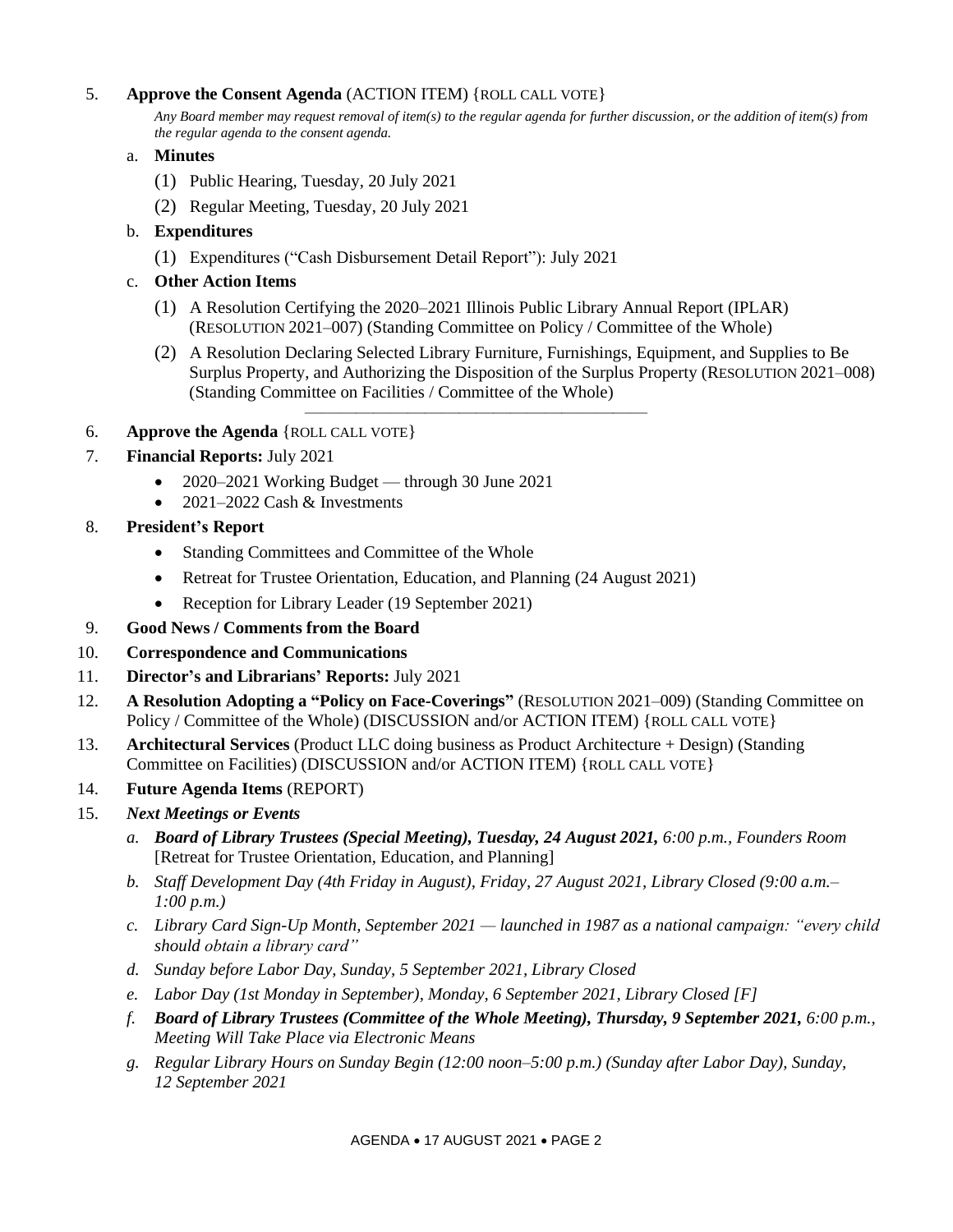5. **Approve the Consent Agenda** (ACTION ITEM) {ROLL CALL VOTE}

   *Any Board member may request removal of item(s) to the regular agenda for further discussion, or the addition of item(s) from the regular agenda to the consent agenda.*

   a. **Minutes**

      (1) Public Hearing, Tuesday, 20 July 2021

      (2) Regular Meeting, Tuesday, 20 July 2021

   b. **Expenditures**

      (1) Expenditures ("Cash Disbursement Detail Report"): July 2021

   c. **Other Action Items**

      (1) A Resolution Certifying the 2020–2021 Illinois Public Library Annual Report (IPLAR) (RESOLUTION 2021–007) (Standing Committee on Policy / Committee of the Whole)

      (2) A Resolution Declaring Selected Library Furniture, Furnishings, Equipment, and Supplies to Be Surplus Property, and Authorizing the Disposition of the Surplus Property (RESOLUTION 2021–008) (Standing Committee on Facilities / Committee of the Whole)

---

6. **Approve the Agenda** {ROLL CALL VOTE}
7. **Financial Reports:** July 2021
   - 2020–2021 Working Budget — through 30 June 2021
   - 2021–2022 Cash & Investments
8. **President's Report**
   - Standing Committees and Committee of the Whole
   - Retreat for Trustee Orientation, Education, and Planning (24 August 2021)
   - Reception for Library Leader (19 September 2021)
9. **Good News / Comments from the Board**
10. **Correspondence and Communications**
11. **Director's and Librarians' Reports:** July 2021
12. **A Resolution Adopting a "Policy on Face-Coverings"** (RESOLUTION 2021–009) (Standing Committee on Policy / Committee of the Whole) (DISCUSSION and/or ACTION ITEM) {ROLL CALL VOTE}
13. **Architectural Services** (Product LLC doing business as Product Architecture + Design) (Standing Committee on Facilities) (DISCUSSION and/or ACTION ITEM) {ROLL CALL VOTE}
14. **Future Agenda Items** (REPORT)
15. ***Next Meetings or Events***

    a. ***Board of Library Trustees (Special Meeting), Tuesday, 24 August 2021,*** *6:00 p.m., Founders Room* [Retreat for Trustee Orientation, Education, and Planning]

    b. *Staff Development Day (4th Friday in August), Friday, 27 August 2021, Library Closed (9:00 a.m.–1:00 p.m.)*

    c. *Library Card Sign-Up Month, September 2021 — launched in 1987 as a national campaign: "every child should obtain a library card"*

    d. *Sunday before Labor Day, Sunday, 5 September 2021, Library Closed*

    e. *Labor Day (1st Monday in September), Monday, 6 September 2021, Library Closed [F]*

    f. ***Board of Library Trustees (Committee of the Whole Meeting), Thursday, 9 September 2021,*** *6:00 p.m., Meeting Will Take Place via Electronic Means*

    g. *Regular Library Hours on Sunday Begin (12:00 noon–5:00 p.m.) (Sunday after Labor Day), Sunday, 12 September 2021*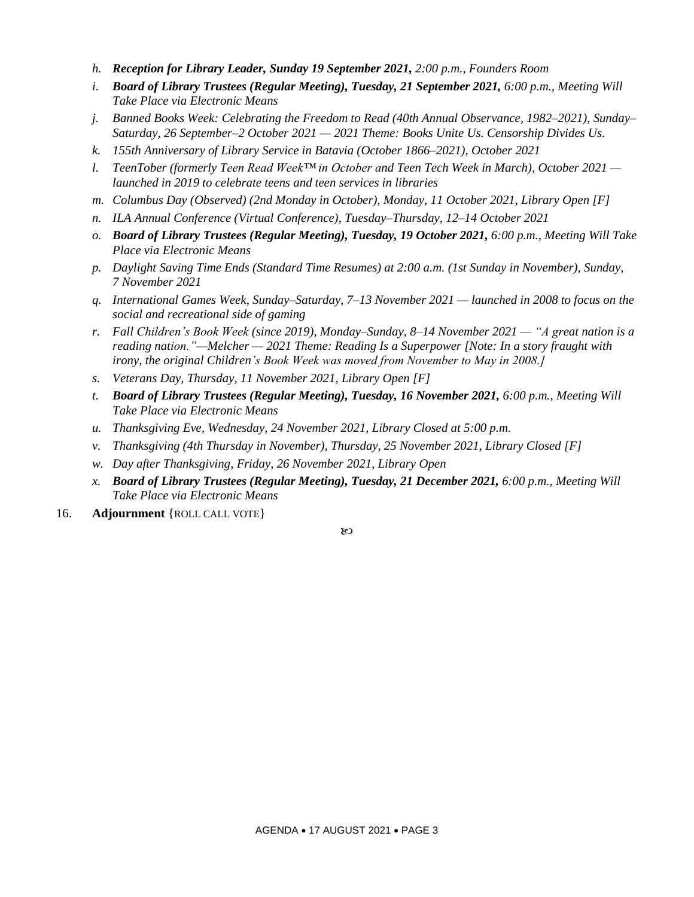h. ***Reception for Library Leader, Sunday 19 September 2021,*** *2:00 p.m., Founders Room*
i. ***Board of Library Trustees (Regular Meeting), Tuesday, 21 September 2021,*** *6:00 p.m., Meeting Will Take Place via Electronic Means*
j. *Banned Books Week: Celebrating the Freedom to Read (40th Annual Observance, 1982–2021), Sunday–Saturday, 26 September–2 October 2021 — 2021 Theme: Books Unite Us. Censorship Divides Us.*
k. *155th Anniversary of Library Service in Batavia (October 1866–2021), October 2021*
l. *TeenTober (formerly Teen Read Week™ in October and Teen Tech Week in March), October 2021 — launched in 2019 to celebrate teens and teen services in libraries*
m. *Columbus Day (Observed) (2nd Monday in October), Monday, 11 October 2021, Library Open [F]*
n. *ILA Annual Conference (Virtual Conference), Tuesday–Thursday, 12–14 October 2021*
o. ***Board of Library Trustees (Regular Meeting), Tuesday, 19 October 2021,*** *6:00 p.m., Meeting Will Take Place via Electronic Means*
p. *Daylight Saving Time Ends (Standard Time Resumes) at 2:00 a.m. (1st Sunday in November), Sunday, 7 November 2021*
q. *International Games Week, Sunday–Saturday, 7–13 November 2021 — launched in 2008 to focus on the social and recreational side of gaming*
r. *Fall Children's Book Week (since 2019), Monday–Sunday, 8–14 November 2021 — "A great nation is a reading nation."—Melcher — 2021 Theme: Reading Is a Superpower [Note: In a story fraught with irony, the original Children's Book Week was moved from November to May in 2008.]*
s. *Veterans Day, Thursday, 11 November 2021, Library Open [F]*
t. ***Board of Library Trustees (Regular Meeting), Tuesday, 16 November 2021,*** *6:00 p.m., Meeting Will Take Place via Electronic Means*
u. *Thanksgiving Eve, Wednesday, 24 November 2021, Library Closed at 5:00 p.m.*
v. *Thanksgiving (4th Thursday in November), Thursday, 25 November 2021, Library Closed [F]*
w. *Day after Thanksgiving, Friday, 26 November 2021, Library Open*
x. ***Board of Library Trustees (Regular Meeting), Tuesday, 21 December 2021,*** *6:00 p.m., Meeting Will Take Place via Electronic Means*

16. **Adjournment** {ROLL CALL VOTE}

℘